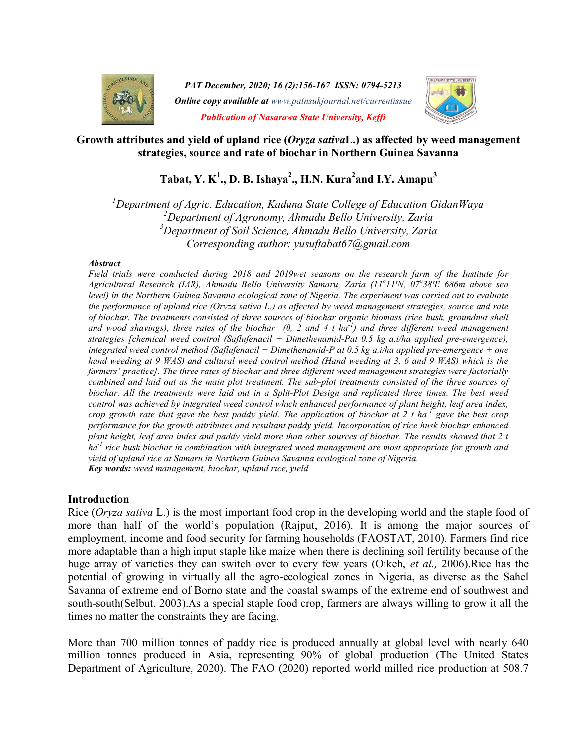# Growth attributes and yield of upland rice (*Oryza sativa*L.) as affected by weed management strategies, source and rate of biochar in Northern Guinea Savanna

**Tabat, Y. K[1]., D. B. Ishaya[2]., H.N. Kura[2] and I.Y. Amapu[3]**

*[1]Department of Agric. Education, Kaduna State College of Education GidanWaya*
*[2]Department of Agronomy, Ahmadu Bello University, Zaria*
*[3]Department of Soil Science, Ahmadu Bello University, Zaria*
*Corresponding author: yusuftabat67@gmail.com*

***Abstract***

*Field trials were conducted during 2018 and 2019wet seasons on the research farm of the Institute for Agricultural Research (IAR), Ahmadu Bello University Samaru, Zaria (11°11'N, 07°38'E 686m above sea level) in the Northern Guinea Savanna ecological zone of Nigeria. The experiment was carried out to evaluate the performance of upland rice (Oryza sativa L.) as affected by weed management strategies, source and rate of biochar. The treatments consisted of three sources of biochar organic biomass (rice husk, groundnut shell and wood shavings), three rates of the biochar (0, 2 and 4 t ha$^{-1}$) and three different weed management strategies [chemical weed control (Saflufenacil + Dimethenamid-Pat 0.5 kg a.i/ha applied pre-emergence), integrated weed control method (Saflufenacil + Dimethenamid-P at 0.5 kg a.i/ha applied pre-emergence + one hand weeding at 9 WAS) and cultural weed control method (Hand weeding at 3, 6 and 9 WAS) which is the farmers' practice]. The three rates of biochar and three different weed management strategies were factorially combined and laid out as the main plot treatment. The sub-plot treatments consisted of the three sources of biochar. All the treatments were laid out in a Split-Plot Design and replicated three times. The best weed control was achieved by integrated weed control which enhanced performance of plant height, leaf area index, crop growth rate that gave the best paddy yield. The application of biochar at 2 t ha$^{-1}$ gave the best crop performance for the growth attributes and resultant paddy yield. Incorporation of rice husk biochar enhanced plant height, leaf area index and paddy yield more than other sources of biochar. The results showed that 2 t ha$^{-1}$ rice husk biochar in combination with integrated weed management are most appropriate for growth and yield of upland rice at Samaru in Northern Guinea Savanna ecological zone of Nigeria.*

***Key words:*** *weed management, biochar, upland rice, yield*

## Introduction

Rice (*Oryza sativa* L.) is the most important food crop in the developing world and the staple food of more than half of the world's population (Rajput, 2016). It is among the major sources of employment, income and food security for farming households (FAOSTAT, 2010). Farmers find rice more adaptable than a high input staple like maize when there is declining soil fertility because of the huge array of varieties they can switch over to every few years (Oikeh, *et al.,* 2006).Rice has the potential of growing in virtually all the agro-ecological zones in Nigeria, as diverse as the Sahel Savanna of extreme end of Borno state and the coastal swamps of the extreme end of southwest and south-south(Selbut, 2003).As a special staple food crop, farmers are always willing to grow it all the times no matter the constraints they are facing.

More than 700 million tonnes of paddy rice is produced annually at global level with nearly 640 million tonnes produced in Asia, representing 90% of global production (The United States Department of Agriculture, 2020). The FAO (2020) reported world milled rice production at 508.7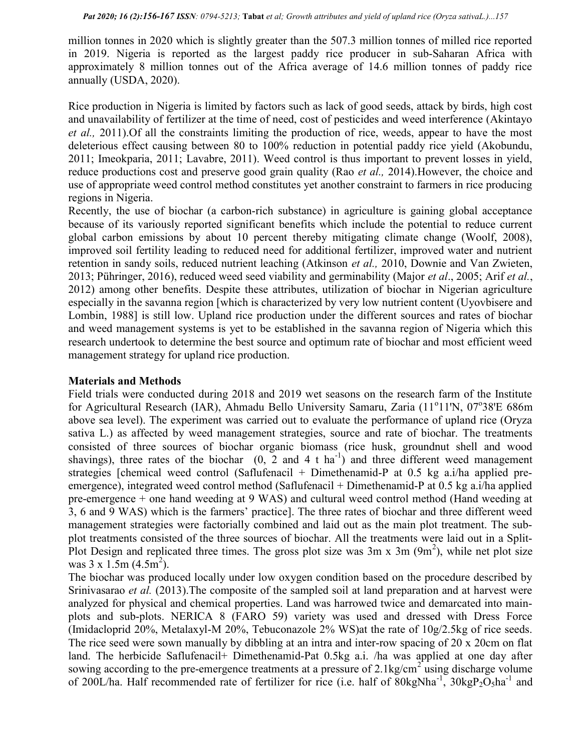million tonnes in 2020 which is slightly greater than the 507.3 million tonnes of milled rice reported in 2019. Nigeria is reported as the largest paddy rice producer in sub-Saharan Africa with approximately 8 million tonnes out of the Africa average of 14.6 million tonnes of paddy rice annually (USDA, 2020).

Rice production in Nigeria is limited by factors such as lack of good seeds, attack by birds, high cost and unavailability of fertilizer at the time of need, cost of pesticides and weed interference (Akintayo *et al.,* 2011).Of all the constraints limiting the production of rice, weeds, appear to have the most deleterious effect causing between 80 to 100% reduction in potential paddy rice yield (Akobundu, 2011; Imeokparia, 2011; Lavabre, 2011). Weed control is thus important to prevent losses in yield, reduce productions cost and preserve good grain quality (Rao *et al.,* 2014).However, the choice and use of appropriate weed control method constitutes yet another constraint to farmers in rice producing regions in Nigeria.

Recently, the use of biochar (a carbon-rich substance) in agriculture is gaining global acceptance because of its variously reported significant benefits which include the potential to reduce current global carbon emissions by about 10 percent thereby mitigating climate change (Woolf, 2008), improved soil fertility leading to reduced need for additional fertilizer, improved water and nutrient retention in sandy soils, reduced nutrient leaching (Atkinson *et al.,* 2010, Downie and Van Zwieten, 2013; Pühringer, 2016), reduced weed seed viability and germinability (Major *et al*., 2005; Arif *et al.*, 2012) among other benefits. Despite these attributes, utilization of biochar in Nigerian agriculture especially in the savanna region [which is characterized by very low nutrient content (Uyovbisere and Lombin, 1988] is still low. Upland rice production under the different sources and rates of biochar and weed management systems is yet to be established in the savanna region of Nigeria which this research undertook to determine the best source and optimum rate of biochar and most efficient weed management strategy for upland rice production.

## Materials and Methods

Field trials were conducted during 2018 and 2019 wet seasons on the research farm of the Institute for Agricultural Research (IAR), Ahmadu Bello University Samaru, Zaria (11°11'N, 07°38'E 686m above sea level). The experiment was carried out to evaluate the performance of upland rice (Oryza sativa L.) as affected by weed management strategies, source and rate of biochar. The treatments consisted of three sources of biochar organic biomass (rice husk, groundnut shell and wood shavings), three rates of the biochar (0, 2 and 4 t $ha^{-1}$) and three different weed management strategies [chemical weed control (Saflufenacil + Dimethenamid-P at 0.5 kg a.i/ha applied pre-emergence), integrated weed control method (Saflufenacil + Dimethenamid-P at 0.5 kg a.i/ha applied pre-emergence + one hand weeding at 9 WAS) and cultural weed control method (Hand weeding at 3, 6 and 9 WAS) which is the farmers' practice]. The three rates of biochar and three different weed management strategies were factorially combined and laid out as the main plot treatment. The sub-plot treatments consisted of the three sources of biochar. All the treatments were laid out in a Split-Plot Design and replicated three times. The gross plot size was 3m x 3m ($9m^2$), while net plot size was 3 x 1.5m ($4.5m^2$).

The biochar was produced locally under low oxygen condition based on the procedure described by Srinivasarao *et al.* (2013).The composite of the sampled soil at land preparation and at harvest were analyzed for physical and chemical properties. Land was harrowed twice and demarcated into main-plots and sub-plots. NERICA 8 (FARO 59) variety was used and dressed with Dress Force (Imidacloprid 20%, Metalaxyl-M 20%, Tebuconazole 2% WS)at the rate of 10g/2.5kg of rice seeds. The rice seed were sown manually by dibbling at an intra and inter-row spacing of 20 x 20cm on flat land. The herbicide Saflufenacil+ Dimethenamid-Pat 0.5kg a.i. /ha was applied at one day after sowing according to the pre-emergence treatments at a pressure of $2.1kg/cm^2$ using discharge volume of 200L/ha. Half recommended rate of fertilizer for rice (i.e. half of $80kgNha^{-1}$, $30kgP_2O_5ha^{-1}$ and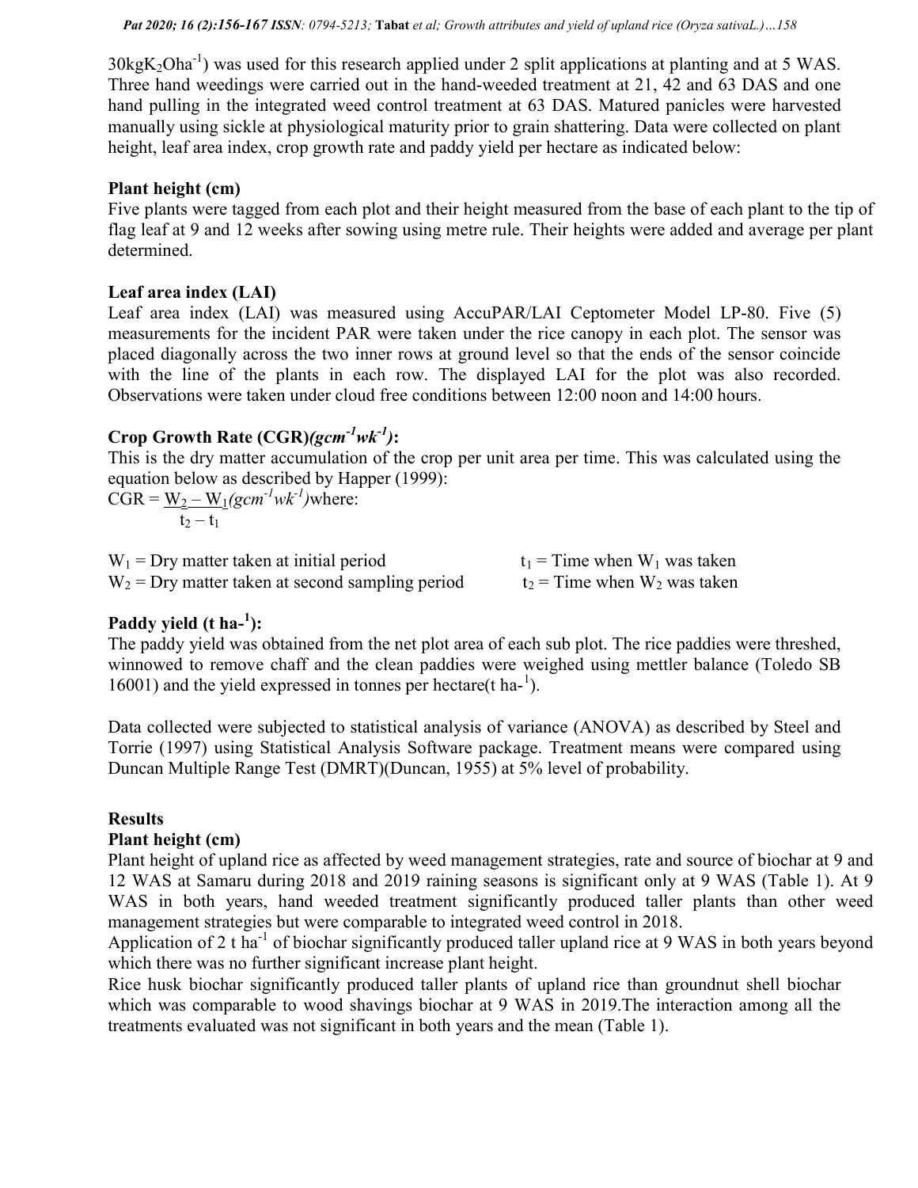$30kgK_2Oha^{-1}$) was used for this research applied under 2 split applications at planting and at 5 WAS. Three hand weedings were carried out in the hand-weeded treatment at 21, 42 and 63 DAS and one hand pulling in the integrated weed control treatment at 63 DAS. Matured panicles were harvested manually using sickle at physiological maturity prior to grain shattering. Data were collected on plant height, leaf area index, crop growth rate and paddy yield per hectare as indicated below:

**Plant height (cm)**

Five plants were tagged from each plot and their height measured from the base of each plant to the tip of flag leaf at 9 and 12 weeks after sowing using metre rule. Their heights were added and average per plant determined.

**Leaf area index (LAI)**

Leaf area index (LAI) was measured using AccuPAR/LAI Ceptometer Model LP-80. Five (5) measurements for the incident PAR were taken under the rice canopy in each plot. The sensor was placed diagonally across the two inner rows at ground level so that the ends of the sensor coincide with the line of the plants in each row. The displayed LAI for the plot was also recorded. Observations were taken under cloud free conditions between 12:00 noon and 14:00 hours.

**Crop Growth Rate (CGR)*($gcm^{-1}wk^{-1}$)*:**

This is the dry matter accumulation of the crop per unit area per time. This was calculated using the equation below as described by Happer (1999):

$$CGR = \frac{W_2 - W_1}{t_2 - t_1} (gcm^{-1}wk^{-1})$$

where:

$W_1$ = Dry matter taken at initial period $t_1$ = Time when $W_1$ was taken

$W_2$ = Dry matter taken at second sampling period $t_2$ = Time when $W_2$ was taken

**Paddy yield ($t\ ha^{-1}$):**

The paddy yield was obtained from the net plot area of each sub plot. The rice paddies were threshed, winnowed to remove chaff and the clean paddies were weighed using mettler balance (Toledo SB 16001) and the yield expressed in tonnes per hectare($t\ ha^{-1}$).

Data collected were subjected to statistical analysis of variance (ANOVA) as described by Steel and Torrie (1997) using Statistical Analysis Software package. Treatment means were compared using Duncan Multiple Range Test (DMRT)(Duncan, 1955) at 5% level of probability.

**Results**

**Plant height (cm)**

Plant height of upland rice as affected by weed management strategies, rate and source of biochar at 9 and 12 WAS at Samaru during 2018 and 2019 raining seasons is significant only at 9 WAS (Table 1). At 9 WAS in both years, hand weeded treatment significantly produced taller plants than other weed management strategies but were comparable to integrated weed control in 2018.

Application of 2 $t\ ha^{-1}$ of biochar significantly produced taller upland rice at 9 WAS in both years beyond which there was no further significant increase plant height.

Rice husk biochar significantly produced taller plants of upland rice than groundnut shell biochar which was comparable to wood shavings biochar at 9 WAS in 2019.The interaction among all the treatments evaluated was not significant in both years and the mean (Table 1).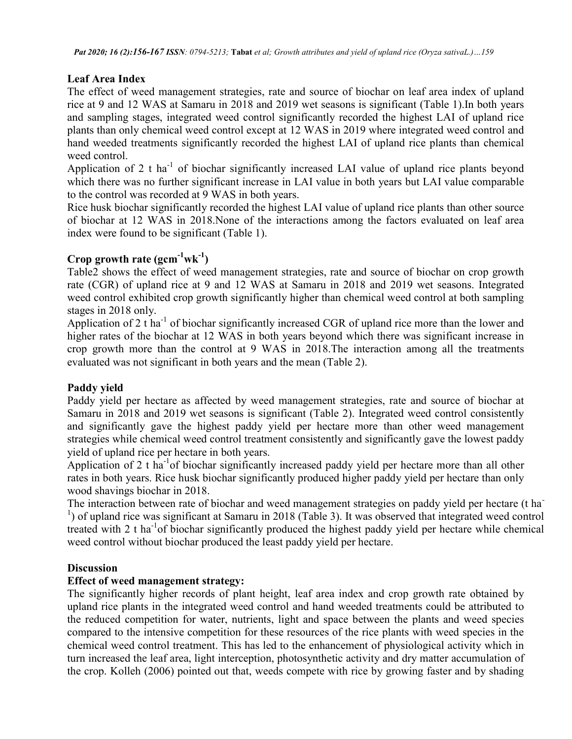**Leaf Area Index**

The effect of weed management strategies, rate and source of biochar on leaf area index of upland rice at 9 and 12 WAS at Samaru in 2018 and 2019 wet seasons is significant (Table 1).In both years and sampling stages, integrated weed control significantly recorded the highest LAI of upland rice plants than only chemical weed control except at 12 WAS in 2019 where integrated weed control and hand weeded treatments significantly recorded the highest LAI of upland rice plants than chemical weed control.

Application of 2 t $ha^{-1}$ of biochar significantly increased LAI value of upland rice plants beyond which there was no further significant increase in LAI value in both years but LAI value comparable to the control was recorded at 9 WAS in both years.

Rice husk biochar significantly recorded the highest LAI value of upland rice plants than other source of biochar at 12 WAS in 2018.None of the interactions among the factors evaluated on leaf area index were found to be significant (Table 1).

**Crop growth rate ($gcm^{-1}wk^{-1}$)**

Table2 shows the effect of weed management strategies, rate and source of biochar on crop growth rate (CGR) of upland rice at 9 and 12 WAS at Samaru in 2018 and 2019 wet seasons. Integrated weed control exhibited crop growth significantly higher than chemical weed control at both sampling stages in 2018 only.

Application of 2 t $ha^{-1}$ of biochar significantly increased CGR of upland rice more than the lower and higher rates of the biochar at 12 WAS in both years beyond which there was significant increase in crop growth more than the control at 9 WAS in 2018.The interaction among all the treatments evaluated was not significant in both years and the mean (Table 2).

**Paddy yield**

Paddy yield per hectare as affected by weed management strategies, rate and source of biochar at Samaru in 2018 and 2019 wet seasons is significant (Table 2). Integrated weed control consistently and significantly gave the highest paddy yield per hectare more than other weed management strategies while chemical weed control treatment consistently and significantly gave the lowest paddy yield of upland rice per hectare in both years.

Application of 2 t $ha^{-1}$of biochar significantly increased paddy yield per hectare more than all other rates in both years. Rice husk biochar significantly produced higher paddy yield per hectare than only wood shavings biochar in 2018.

The interaction between rate of biochar and weed management strategies on paddy yield per hectare (t $ha^{-1}$) of upland rice was significant at Samaru in 2018 (Table 3). It was observed that integrated weed control treated with 2 t $ha^{-1}$of biochar significantly produced the highest paddy yield per hectare while chemical weed control without biochar produced the least paddy yield per hectare.

**Discussion**

**Effect of weed management strategy:**

The significantly higher records of plant height, leaf area index and crop growth rate obtained by upland rice plants in the integrated weed control and hand weeded treatments could be attributed to the reduced competition for water, nutrients, light and space between the plants and weed species compared to the intensive competition for these resources of the rice plants with weed species in the chemical weed control treatment. This has led to the enhancement of physiological activity which in turn increased the leaf area, light interception, photosynthetic activity and dry matter accumulation of the crop. Kolleh (2006) pointed out that, weeds compete with rice by growing faster and by shading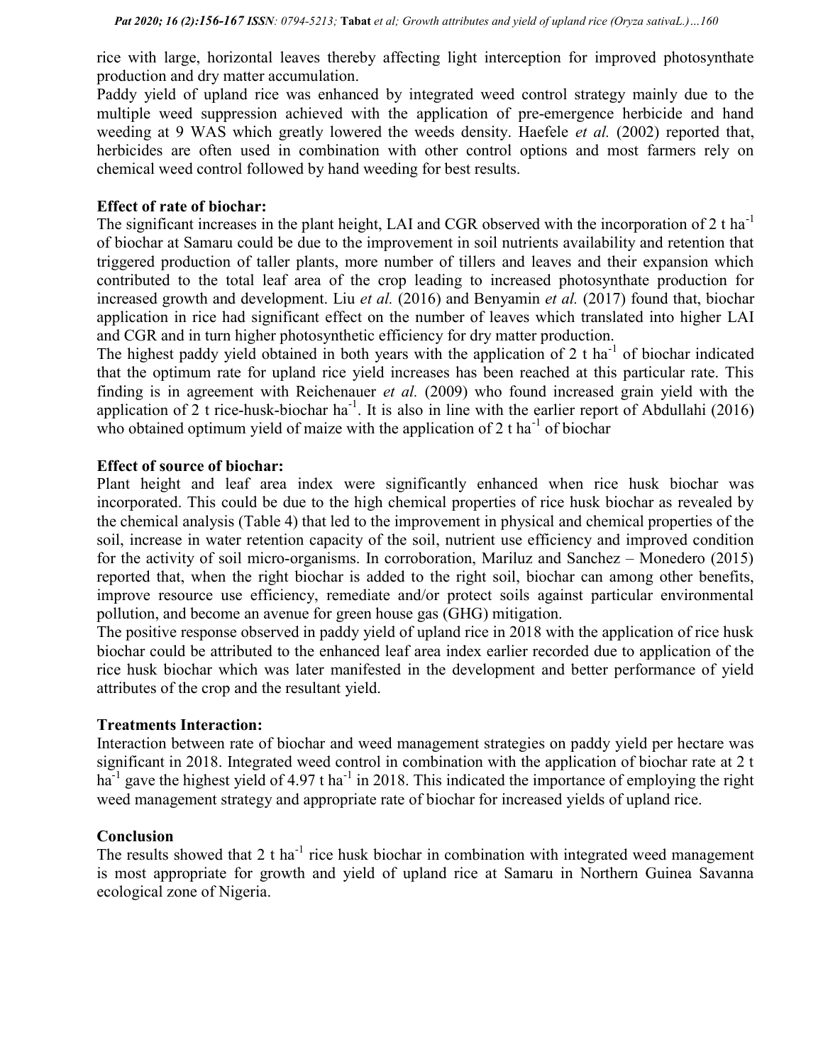rice with large, horizontal leaves thereby affecting light interception for improved photosynthate production and dry matter accumulation.

Paddy yield of upland rice was enhanced by integrated weed control strategy mainly due to the multiple weed suppression achieved with the application of pre-emergence herbicide and hand weeding at 9 WAS which greatly lowered the weeds density. Haefele *et al.* (2002) reported that, herbicides are often used in combination with other control options and most farmers rely on chemical weed control followed by hand weeding for best results.

**Effect of rate of biochar:**

The significant increases in the plant height, LAI and CGR observed with the incorporation of 2 t $ha^{-1}$ of biochar at Samaru could be due to the improvement in soil nutrients availability and retention that triggered production of taller plants, more number of tillers and leaves and their expansion which contributed to the total leaf area of the crop leading to increased photosynthate production for increased growth and development. Liu *et al.* (2016) and Benyamin *et al.* (2017) found that, biochar application in rice had significant effect on the number of leaves which translated into higher LAI and CGR and in turn higher photosynthetic efficiency for dry matter production.

The highest paddy yield obtained in both years with the application of 2 t $ha^{-1}$ of biochar indicated that the optimum rate for upland rice yield increases has been reached at this particular rate. This finding is in agreement with Reichenauer *et al.* (2009) who found increased grain yield with the application of 2 t rice-husk-biochar $ha^{-1}$. It is also in line with the earlier report of Abdullahi (2016) who obtained optimum yield of maize with the application of 2 t $ha^{-1}$ of biochar

**Effect of source of biochar:**

Plant height and leaf area index were significantly enhanced when rice husk biochar was incorporated. This could be due to the high chemical properties of rice husk biochar as revealed by the chemical analysis (Table 4) that led to the improvement in physical and chemical properties of the soil, increase in water retention capacity of the soil, nutrient use efficiency and improved condition for the activity of soil micro-organisms. In corroboration, Mariluz and Sanchez – Monedero (2015) reported that, when the right biochar is added to the right soil, biochar can among other benefits, improve resource use efficiency, remediate and/or protect soils against particular environmental pollution, and become an avenue for green house gas (GHG) mitigation.

The positive response observed in paddy yield of upland rice in 2018 with the application of rice husk biochar could be attributed to the enhanced leaf area index earlier recorded due to application of the rice husk biochar which was later manifested in the development and better performance of yield attributes of the crop and the resultant yield.

**Treatments Interaction:**

Interaction between rate of biochar and weed management strategies on paddy yield per hectare was significant in 2018. Integrated weed control in combination with the application of biochar rate at 2 t $ha^{-1}$ gave the highest yield of 4.97 t $ha^{-1}$ in 2018. This indicated the importance of employing the right weed management strategy and appropriate rate of biochar for increased yields of upland rice.

**Conclusion**

The results showed that 2 t $ha^{-1}$ rice husk biochar in combination with integrated weed management is most appropriate for growth and yield of upland rice at Samaru in Northern Guinea Savanna ecological zone of Nigeria.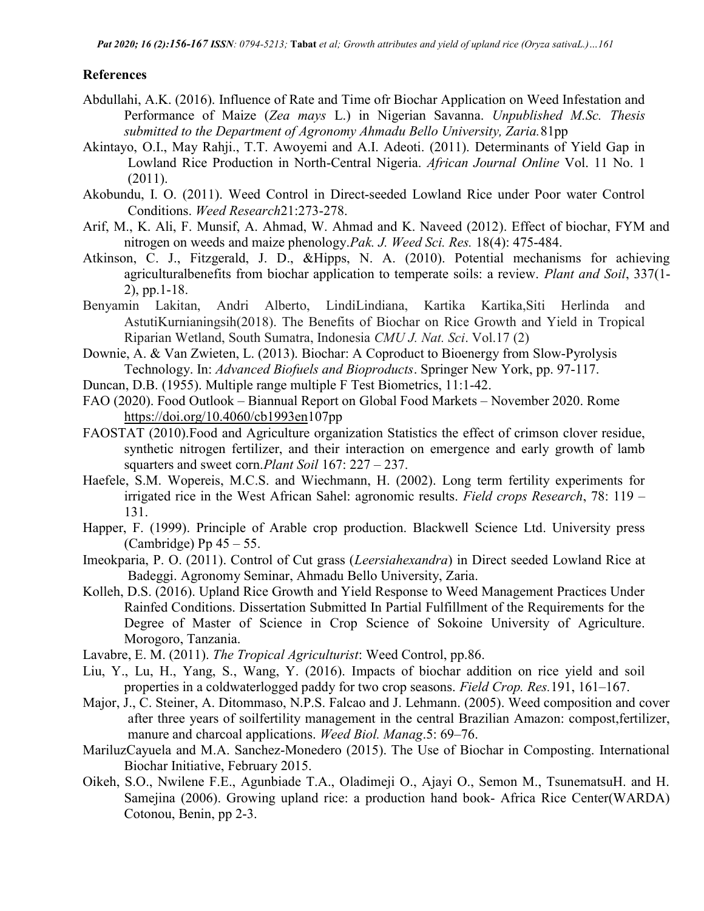## References

Abdullahi, A.K. (2016). Influence of Rate and Time ofr Biochar Application on Weed Infestation and Performance of Maize (*Zea mays* L.) in Nigerian Savanna. *Unpublished M.Sc. Thesis submitted to the Department of Agronomy Ahmadu Bello University, Zaria.*81pp

Akintayo, O.I., May Rahji., T.T. Awoyemi and A.I. Adeoti. (2011). Determinants of Yield Gap in Lowland Rice Production in North-Central Nigeria. *African Journal Online* Vol. 11 No. 1 (2011).

Akobundu, I. O. (2011). Weed Control in Direct-seeded Lowland Rice under Poor water Control Conditions. *Weed Research*21:273-278.

Arif, M., K. Ali, F. Munsif, A. Ahmad, W. Ahmad and K. Naveed (2012). Effect of biochar, FYM and nitrogen on weeds and maize phenology.*Pak. J. Weed Sci. Res.* 18(4): 475-484.

Atkinson, C. J., Fitzgerald, J. D., &Hipps, N. A. (2010). Potential mechanisms for achieving agriculturalbenefits from biochar application to temperate soils: a review. *Plant and Soil*, 337(1-2), pp.1-18.

Benyamin Lakitan, Andri Alberto, LindiLindiana, Kartika Kartika,Siti Herlinda and AstutiKurnianingsih(2018). The Benefits of Biochar on Rice Growth and Yield in Tropical Riparian Wetland, South Sumatra, Indonesia *CMU J. Nat. Sci*. Vol.17 (2)

Downie, A. & Van Zwieten, L. (2013). Biochar: A Coproduct to Bioenergy from Slow-Pyrolysis Technology. In: *Advanced Biofuels and Bioproducts*. Springer New York, pp. 97-117.

Duncan, D.B. (1955). Multiple range multiple F Test Biometrics, 11:1-42.

FAO (2020). Food Outlook – Biannual Report on Global Food Markets – November 2020. Rome https://doi.org/10.4060/cb1993en107pp

FAOSTAT (2010).Food and Agriculture organization Statistics the effect of crimson clover residue, synthetic nitrogen fertilizer, and their interaction on emergence and early growth of lamb squarters and sweet corn.*Plant Soil* 167: 227 – 237.

Haefele, S.M. Wopereis, M.C.S. and Wiechmann, H. (2002). Long term fertility experiments for irrigated rice in the West African Sahel: agronomic results. *Field crops Research*, 78: 119 – 131.

Happer, F. (1999). Principle of Arable crop production. Blackwell Science Ltd. University press (Cambridge) Pp 45 – 55.

Imeokparia, P. O. (2011). Control of Cut grass (*Leersiahexandra*) in Direct seeded Lowland Rice at Badeggi. Agronomy Seminar, Ahmadu Bello University, Zaria.

Kolleh, D.S. (2016). Upland Rice Growth and Yield Response to Weed Management Practices Under Rainfed Conditions. Dissertation Submitted In Partial Fulfillment of the Requirements for the Degree of Master of Science in Crop Science of Sokoine University of Agriculture. Morogoro, Tanzania.

Lavabre, E. M. (2011). *The Tropical Agriculturist*: Weed Control, pp.86.

Liu, Y., Lu, H., Yang, S., Wang, Y. (2016). Impacts of biochar addition on rice yield and soil properties in a coldwaterlogged paddy for two crop seasons. *Field Crop. Res.*191, 161–167.

Major, J., C. Steiner, A. Ditommaso, N.P.S. Falcao and J. Lehmann. (2005). Weed composition and cover after three years of soilfertility management in the central Brazilian Amazon: compost,fertilizer, manure and charcoal applications. *Weed Biol. Manag*.5: 69–76.

MariluzCayuela and M.A. Sanchez-Monedero (2015). The Use of Biochar in Composting. International Biochar Initiative, February 2015.

Oikeh, S.O., Nwilene F.E., Agunbiade T.A., Oladimeji O., Ajayi O., Semon M., TsunematsuH. and H. Samejina (2006). Growing upland rice: a production hand book- Africa Rice Center(WARDA) Cotonou, Benin, pp 2-3.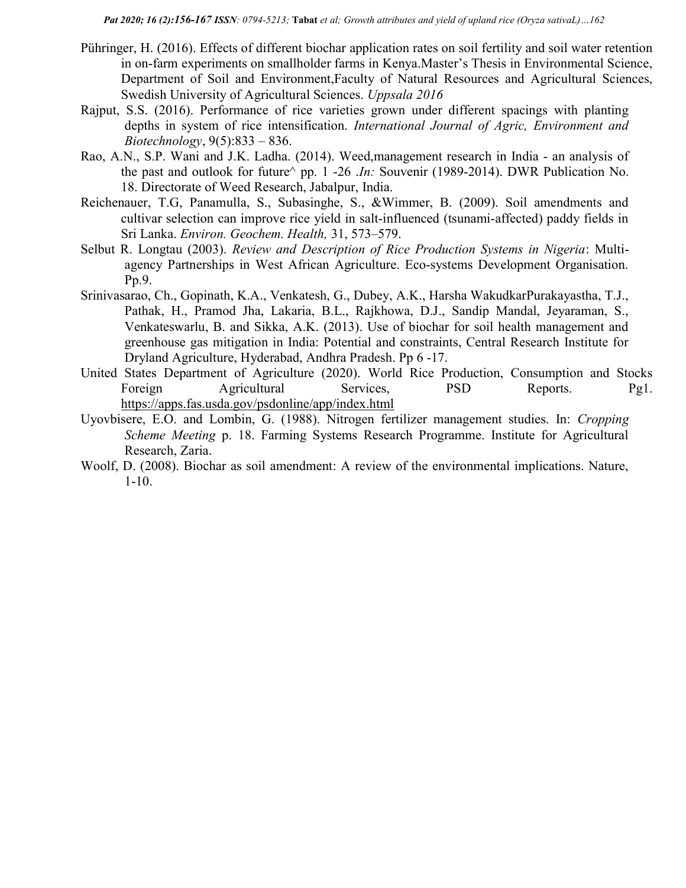Pühringer, H. (2016). Effects of different biochar application rates on soil fertility and soil water retention in on-farm experiments on smallholder farms in Kenya.Master's Thesis in Environmental Science, Department of Soil and Environment,Faculty of Natural Resources and Agricultural Sciences, Swedish University of Agricultural Sciences. *Uppsala 2016*

Rajput, S.S. (2016). Performance of rice varieties grown under different spacings with planting depths in system of rice intensification. *International Journal of Agric, Environment and Biotechnology*, 9(5):833 – 836.

Rao, A.N., S.P. Wani and J.K. Ladha. (2014). Weed,management research in India - an analysis of the past and outlook for future^ pp. 1 -26 .*In:* Souvenir (1989-2014). DWR Publication No. 18. Directorate of Weed Research, Jabalpur, India.

Reichenauer, T.G, Panamulla, S., Subasinghe, S., &Wimmer, B. (2009). Soil amendments and cultivar selection can improve rice yield in salt-influenced (tsunami-affected) paddy fields in Sri Lanka. *Environ. Geochem. Health,* 31, 573–579.

Selbut R. Longtau (2003). *Review and Description of Rice Production Systems in Nigeria*: Multi-agency Partnerships in West African Agriculture. Eco-systems Development Organisation. Pp.9.

Srinivasarao, Ch., Gopinath, K.A., Venkatesh, G., Dubey, A.K., Harsha WakudkarPurakayastha, T.J., Pathak, H., Pramod Jha, Lakaria, B.L., Rajkhowa, D.J., Sandip Mandal, Jeyaraman, S., Venkateswarlu, B. and Sikka, A.K. (2013). Use of biochar for soil health management and greenhouse gas mitigation in India: Potential and constraints, Central Research Institute for Dryland Agriculture, Hyderabad, Andhra Pradesh. Pp 6 -17.

United States Department of Agriculture (2020). World Rice Production, Consumption and Stocks Foreign Agricultural Services, PSD Reports. Pg1. https://apps.fas.usda.gov/psdonline/app/index.html

Uyovbisere, E.O. and Lombin, G. (1988). Nitrogen fertilizer management studies. In: *Cropping Scheme Meeting* p. 18. Farming Systems Research Programme. Institute for Agricultural Research, Zaria.

Woolf, D. (2008). Biochar as soil amendment: A review of the environmental implications. Nature, 1-10.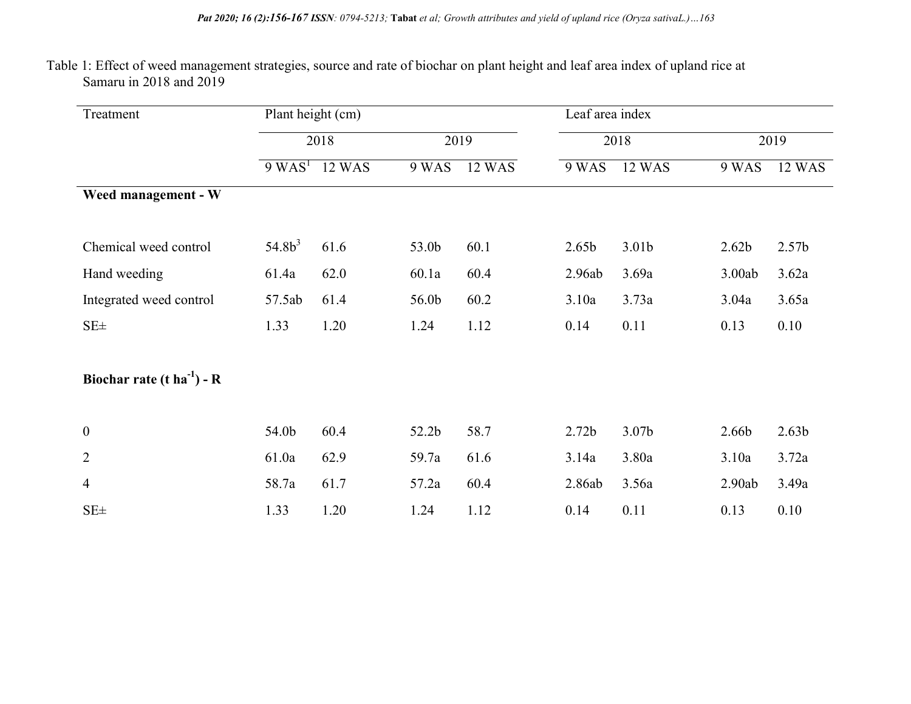Table 1: Effect of weed management strategies, source and rate of biochar on plant height and leaf area index of upland rice at Samaru in 2018 and 2019

| Treatment | Plant height (cm) | | | | Leaf area index | | | |
|---|---|---|---|---|---|---|---|---|
| | 2018 | | 2019 | | 2018 | | 2019 | |
| | 9 WAS[1] | 12 WAS | 9 WAS | 12 WAS | 9 WAS | 12 WAS | 9 WAS | 12 WAS |
| **Weed management - W** | | | | | | | | |
| Chemical weed control | 54.8b[3] | 61.6 | 53.0b | 60.1 | 2.65b | 3.01b | 2.62b | 2.57b |
| Hand weeding | 61.4a | 62.0 | 60.1a | 60.4 | 2.96ab | 3.69a | 3.00ab | 3.62a |
| Integrated weed control | 57.5ab | 61.4 | 56.0b | 60.2 | 3.10a | 3.73a | 3.04a | 3.65a |
| SE± | 1.33 | 1.20 | 1.24 | 1.12 | 0.14 | 0.11 | 0.13 | 0.10 |
| **Biochar rate (t ha$^{-1}$) - R** | | | | | | | | |
| 0 | 54.0b | 60.4 | 52.2b | 58.7 | 2.72b | 3.07b | 2.66b | 2.63b |
| 2 | 61.0a | 62.9 | 59.7a | 61.6 | 3.14a | 3.80a | 3.10a | 3.72a |
| 4 | 58.7a | 61.7 | 57.2a | 60.4 | 2.86ab | 3.56a | 2.90ab | 3.49a |
| SE± | 1.33 | 1.20 | 1.24 | 1.12 | 0.14 | 0.11 | 0.13 | 0.10 |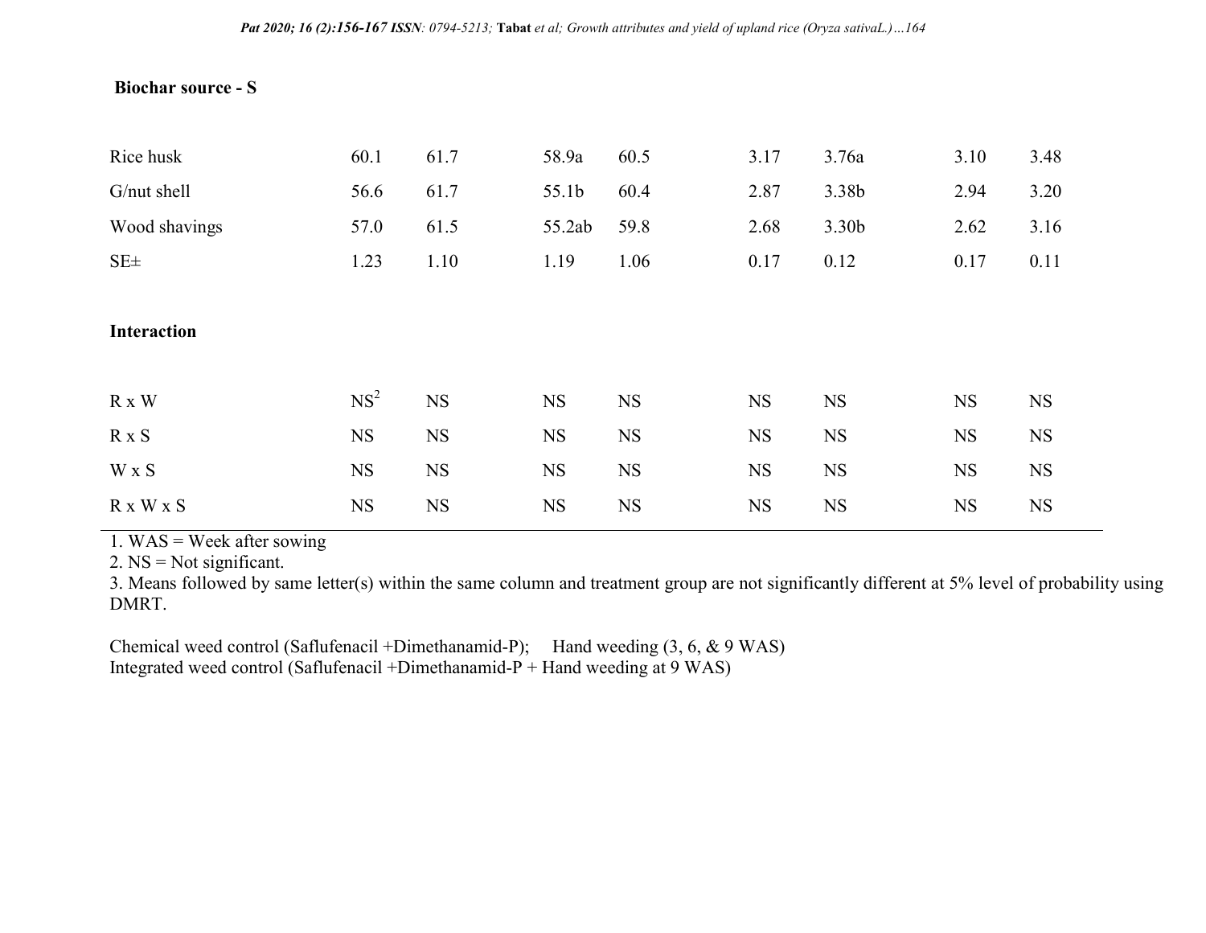| **Biochar source - S** | | | | | | | | |
|---|---|---|---|---|---|---|---|---|
| Rice husk | 60.1 | 61.7 | 58.9a | 60.5 | 3.17 | 3.76a | 3.10 | 3.48 |
| G/nut shell | 56.6 | 61.7 | 55.1b | 60.4 | 2.87 | 3.38b | 2.94 | 3.20 |
| Wood shavings | 57.0 | 61.5 | 55.2ab | 59.8 | 2.68 | 3.30b | 2.62 | 3.16 |
| SE± | 1.23 | 1.10 | 1.19 | 1.06 | 0.17 | 0.12 | 0.17 | 0.11 |
| **Interaction** | | | | | | | | |
| R x W | NS[2] | NS | NS | NS | NS | NS | NS | NS |
| R x S | NS | NS | NS | NS | NS | NS | NS | NS |
| W x S | NS | NS | NS | NS | NS | NS | NS | NS |
| R x W x S | NS | NS | NS | NS | NS | NS | NS | NS |

1. WAS = Week after sowing
2. NS = Not significant.
3. Means followed by same letter(s) within the same column and treatment group are not significantly different at 5% level of probability using DMRT.

Chemical weed control (Saflufenacil +Dimethanamid-P); Hand weeding (3, 6, & 9 WAS)
Integrated weed control (Saflufenacil +Dimethanamid-P + Hand weeding at 9 WAS)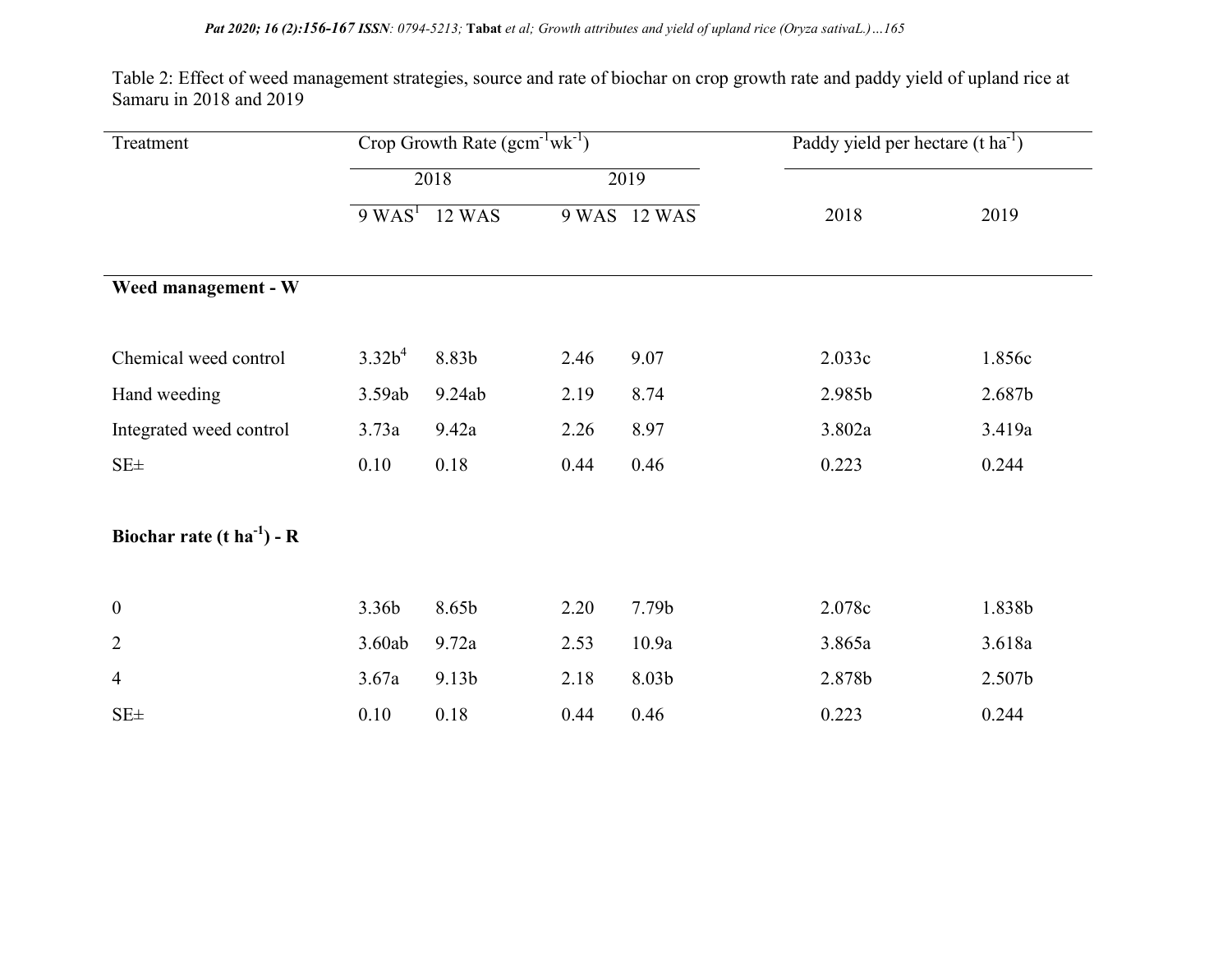Table 2: Effect of weed management strategies, source and rate of biochar on crop growth rate and paddy yield of upland rice at Samaru in 2018 and 2019

| Treatment | Crop Growth Rate ($gcm^{-1}wk^{-1}$) | | | | Paddy yield per hectare ($t\ ha^{-1}$) | |
|---|---|---|---|---|---|---|
| | 2018 | | 2019 | | | |
| | 9 WAS[1] | 12 WAS | 9 WAS | 12 WAS | 2018 | 2019 |
| **Weed management - W** | | | | | | |
| Chemical weed control | 3.32b[4] | 8.83b | 2.46 | 9.07 | 2.033c | 1.856c |
| Hand weeding | 3.59ab | 9.24ab | 2.19 | 8.74 | 2.985b | 2.687b |
| Integrated weed control | 3.73a | 9.42a | 2.26 | 8.97 | 3.802a | 3.419a |
| SE± | 0.10 | 0.18 | 0.44 | 0.46 | 0.223 | 0.244 |
| **Biochar rate ($t\ ha^{-1}$) - R** | | | | | | |
| 0 | 3.36b | 8.65b | 2.20 | 7.79b | 2.078c | 1.838b |
| 2 | 3.60ab | 9.72a | 2.53 | 10.9a | 3.865a | 3.618a |
| 4 | 3.67a | 9.13b | 2.18 | 8.03b | 2.878b | 2.507b |
| SE± | 0.10 | 0.18 | 0.44 | 0.46 | 0.223 | 0.244 |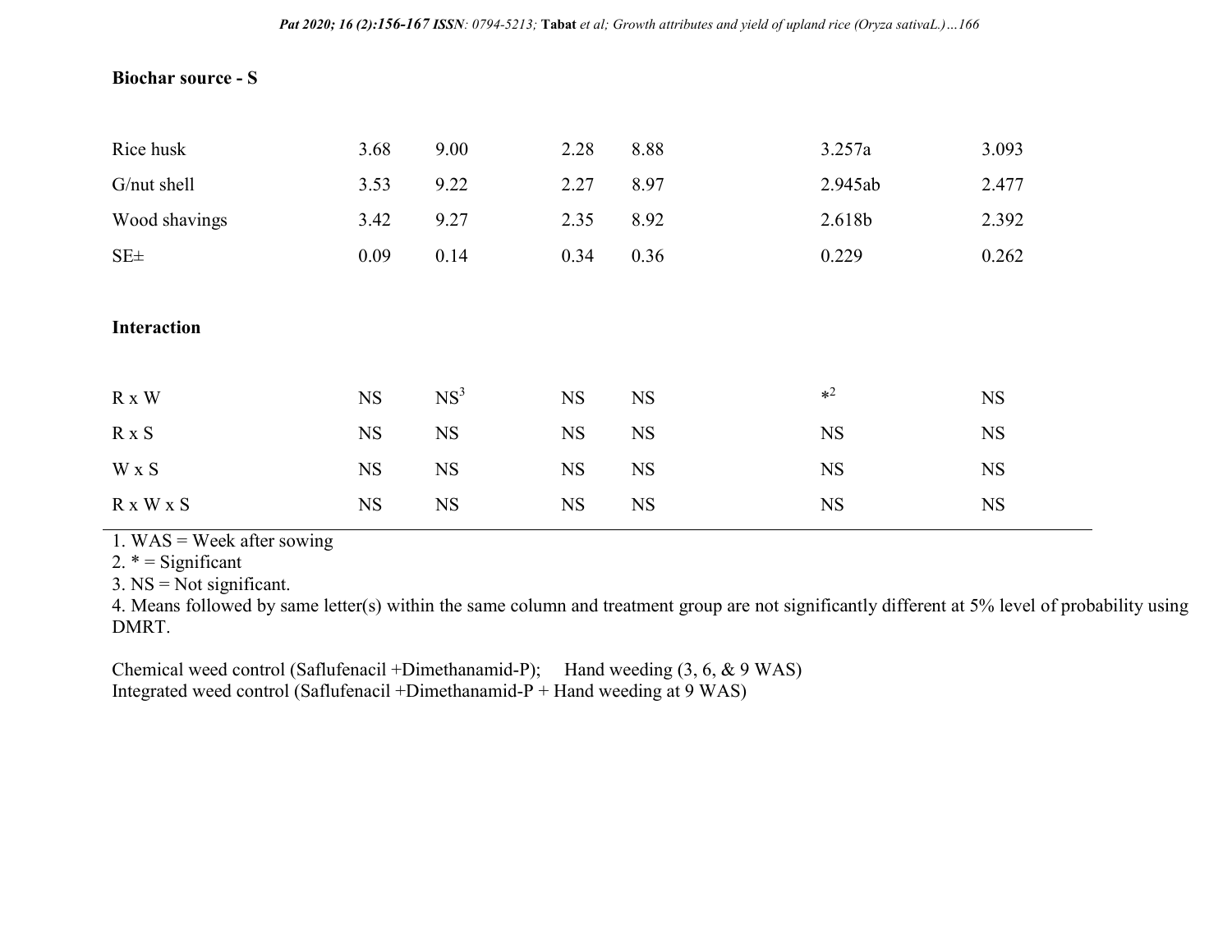| | | | | | | |
|---|---|---|---|---|---|---|
| **Biochar source - S** | | | | | | |
| Rice husk | 3.68 | 9.00 | 2.28 | 8.88 | 3.257a | 3.093 |
| G/nut shell | 3.53 | 9.22 | 2.27 | 8.97 | 2.945ab | 2.477 |
| Wood shavings | 3.42 | 9.27 | 2.35 | 8.92 | 2.618b | 2.392 |
| SE± | 0.09 | 0.14 | 0.34 | 0.36 | 0.229 | 0.262 |
| **Interaction** | | | | | | |
| R x W | NS | NS[3] | NS | NS | *[2] | NS |
| R x S | NS | NS | NS | NS | NS | NS |
| W x S | NS | NS | NS | NS | NS | NS |
| R x W x S | NS | NS | NS | NS | NS | NS |

1. WAS = Week after sowing
2. * = Significant
3. NS = Not significant.
4. Means followed by same letter(s) within the same column and treatment group are not significantly different at 5% level of probability using DMRT.

Chemical weed control (Saflufenacil +Dimethanamid-P); Hand weeding (3, 6, & 9 WAS)
Integrated weed control (Saflufenacil +Dimethanamid-P + Hand weeding at 9 WAS)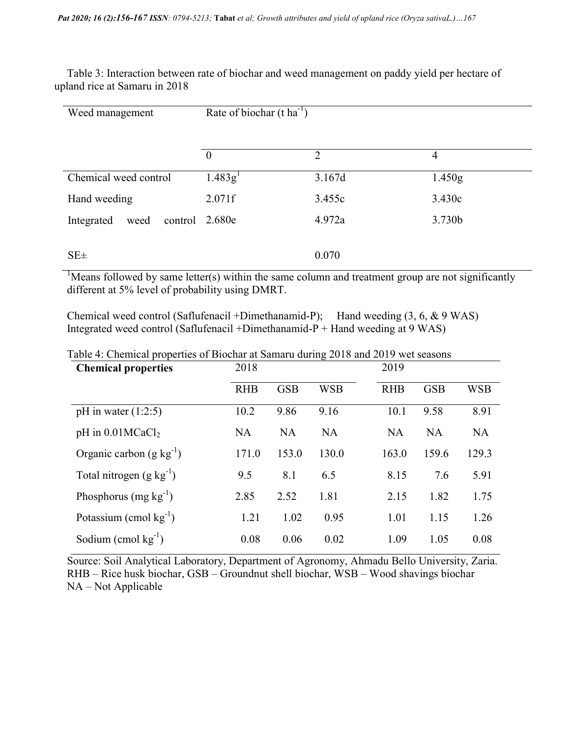Table 3: Interaction between rate of biochar and weed management on paddy yield per hectare of upland rice at Samaru in 2018

| Weed management | Rate of biochar (t ha$^{-1}$) | | |
|---|---|---|---|
| | 0 | 2 | 4 |
| Chemical weed control | 1.483g[1] | 3.167d | 1.450g |
| Hand weeding | 2.071f | 3.455c | 3.430c |
| Integrated weed control | 2.680e | 4.972a | 3.730b |
| SE± | | 0.070 | |

[1]Means followed by same letter(s) within the same column and treatment group are not significantly different at 5% level of probability using DMRT.

Chemical weed control (Saflufenacil +Dimethanamid-P); Hand weeding (3, 6, & 9 WAS)
Integrated weed control (Saflufenacil +Dimethanamid-P + Hand weeding at 9 WAS)

Table 4: Chemical properties of Biochar at Samaru during 2018 and 2019 wet seasons

| **Chemical properties** | 2018 | | | 2019 | | |
|---|---|---|---|---|---|---|
| | RHB | GSB | WSB | RHB | GSB | WSB |
| pH in water (1:2:5) | 10.2 | 9.86 | 9.16 | 10.1 | 9.58 | 8.91 |
| pH in 0.01M$CaCl_2$ | NA | NA | NA | NA | NA | NA |
| Organic carbon (g kg$^{-1}$) | 171.0 | 153.0 | 130.0 | 163.0 | 159.6 | 129.3 |
| Total nitrogen (g kg$^{-1}$) | 9.5 | 8.1 | 6.5 | 8.15 | 7.6 | 5.91 |
| Phosphorus (mg kg$^{-1}$) | 2.85 | 2.52 | 1.81 | 2.15 | 1.82 | 1.75 |
| Potassium (cmol kg$^{-1}$) | 1.21 | 1.02 | 0.95 | 1.01 | 1.15 | 1.26 |
| Sodium (cmol kg$^{-1}$) | 0.08 | 0.06 | 0.02 | 1.09 | 1.05 | 0.08 |

Source: Soil Analytical Laboratory, Department of Agronomy, Ahmadu Bello University, Zaria.
RHB – Rice husk biochar, GSB – Groundnut shell biochar, WSB – Wood shavings biochar
NA – Not Applicable